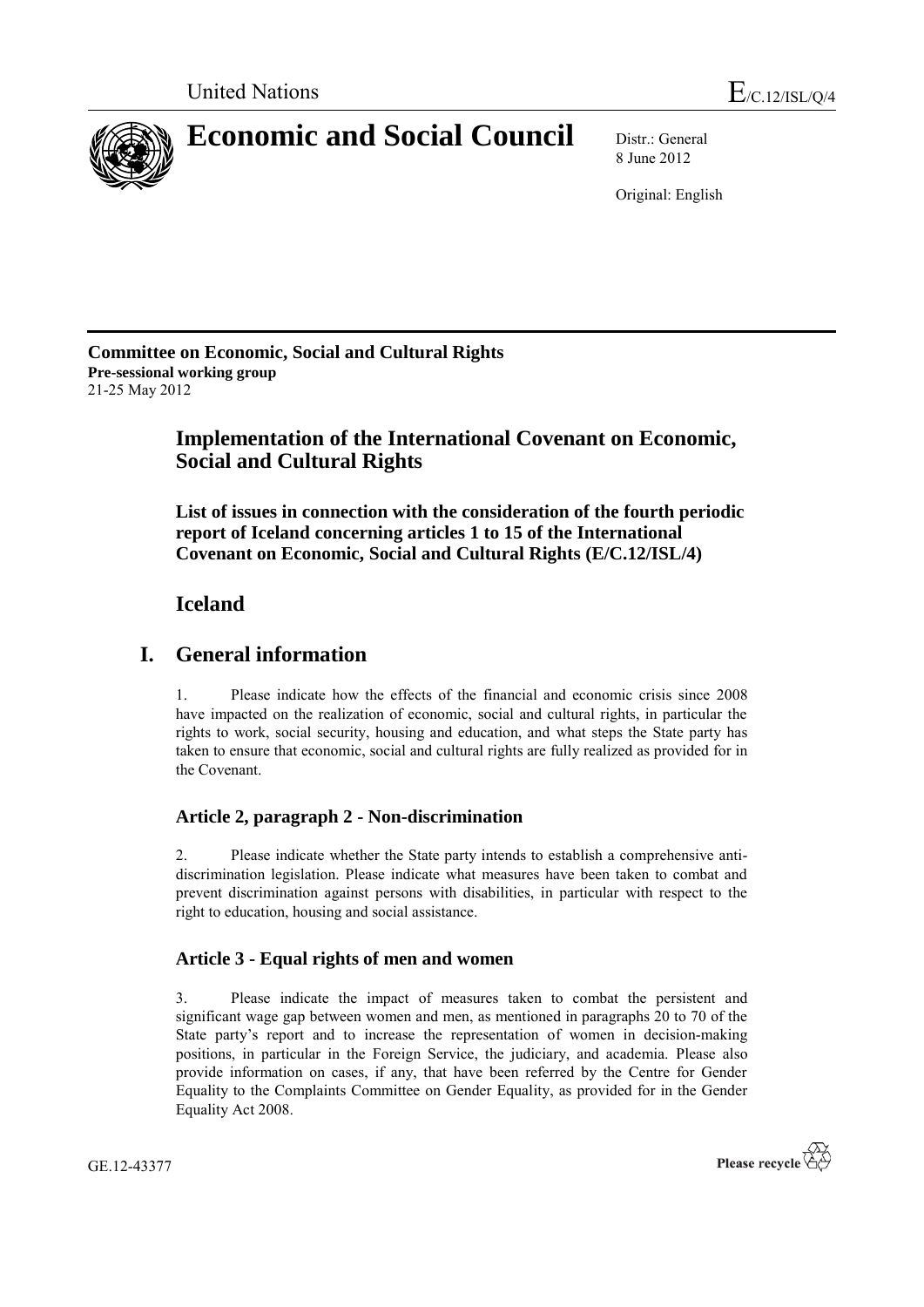United Nations | $E_{/C.12/ISL/Q/4}$

# Economic and Social Council

Distr.: General
8 June 2012

Original: English

**Committee on Economic, Social and Cultural Rights**
**Pre-sessional working group**
21-25 May 2012

## Implementation of the International Covenant on Economic, Social and Cultural Rights

### List of issues in connection with the consideration of the fourth periodic report of Iceland concerning articles 1 to 15 of the International Covenant on Economic, Social and Cultural Rights (E/C.12/ISL/4)

## Iceland

## I. General information

1. Please indicate how the effects of the financial and economic crisis since 2008 have impacted on the realization of economic, social and cultural rights, in particular the rights to work, social security, housing and education, and what steps the State party has taken to ensure that economic, social and cultural rights are fully realized as provided for in the Covenant.

### Article 2, paragraph 2 - Non-discrimination

2. Please indicate whether the State party intends to establish a comprehensive anti-discrimination legislation. Please indicate what measures have been taken to combat and prevent discrimination against persons with disabilities, in particular with respect to the right to education, housing and social assistance.

### Article 3 - Equal rights of men and women

3. Please indicate the impact of measures taken to combat the persistent and significant wage gap between women and men, as mentioned in paragraphs 20 to 70 of the State party's report and to increase the representation of women in decision-making positions, in particular in the Foreign Service, the judiciary, and academia. Please also provide information on cases, if any, that have been referred by the Centre for Gender Equality to the Complaints Committee on Gender Equality, as provided for in the Gender Equality Act 2008.

GE.12-43377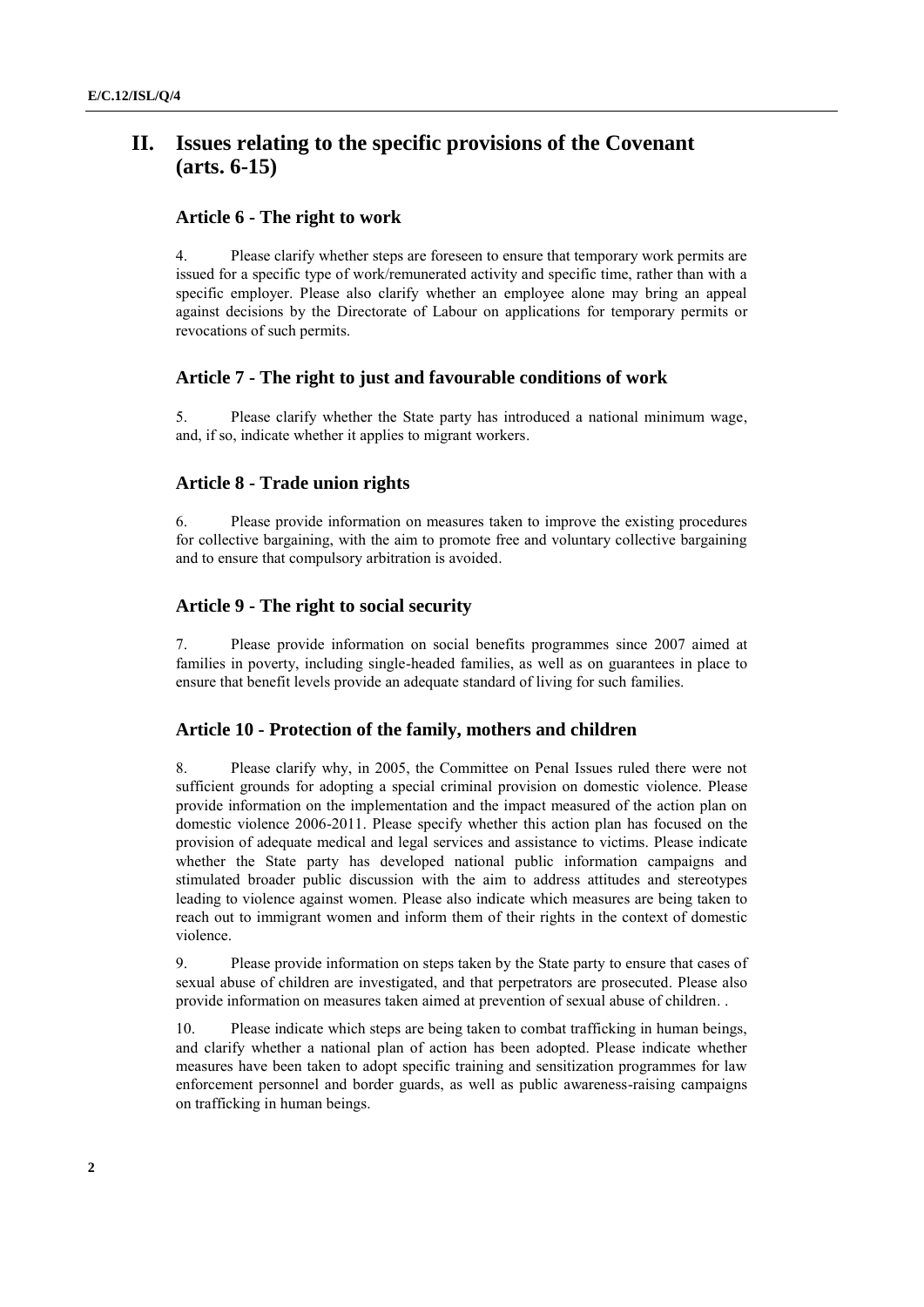## II. Issues relating to the specific provisions of the Covenant (arts. 6-15)

### Article 6 - The right to work

4. Please clarify whether steps are foreseen to ensure that temporary work permits are issued for a specific type of work/remunerated activity and specific time, rather than with a specific employer. Please also clarify whether an employee alone may bring an appeal against decisions by the Directorate of Labour on applications for temporary permits or revocations of such permits.

### Article 7 - The right to just and favourable conditions of work

5. Please clarify whether the State party has introduced a national minimum wage, and, if so, indicate whether it applies to migrant workers.

### Article 8 - Trade union rights

6. Please provide information on measures taken to improve the existing procedures for collective bargaining, with the aim to promote free and voluntary collective bargaining and to ensure that compulsory arbitration is avoided.

### Article 9 - The right to social security

7. Please provide information on social benefits programmes since 2007 aimed at families in poverty, including single-headed families, as well as on guarantees in place to ensure that benefit levels provide an adequate standard of living for such families.

### Article 10 - Protection of the family, mothers and children

8. Please clarify why, in 2005, the Committee on Penal Issues ruled there were not sufficient grounds for adopting a special criminal provision on domestic violence. Please provide information on the implementation and the impact measured of the action plan on domestic violence 2006-2011. Please specify whether this action plan has focused on the provision of adequate medical and legal services and assistance to victims. Please indicate whether the State party has developed national public information campaigns and stimulated broader public discussion with the aim to address attitudes and stereotypes leading to violence against women. Please also indicate which measures are being taken to reach out to immigrant women and inform them of their rights in the context of domestic violence.

9. Please provide information on steps taken by the State party to ensure that cases of sexual abuse of children are investigated, and that perpetrators are prosecuted. Please also provide information on measures taken aimed at prevention of sexual abuse of children. .

10. Please indicate which steps are being taken to combat trafficking in human beings, and clarify whether a national plan of action has been adopted. Please indicate whether measures have been taken to adopt specific training and sensitization programmes for law enforcement personnel and border guards, as well as public awareness-raising campaigns on trafficking in human beings.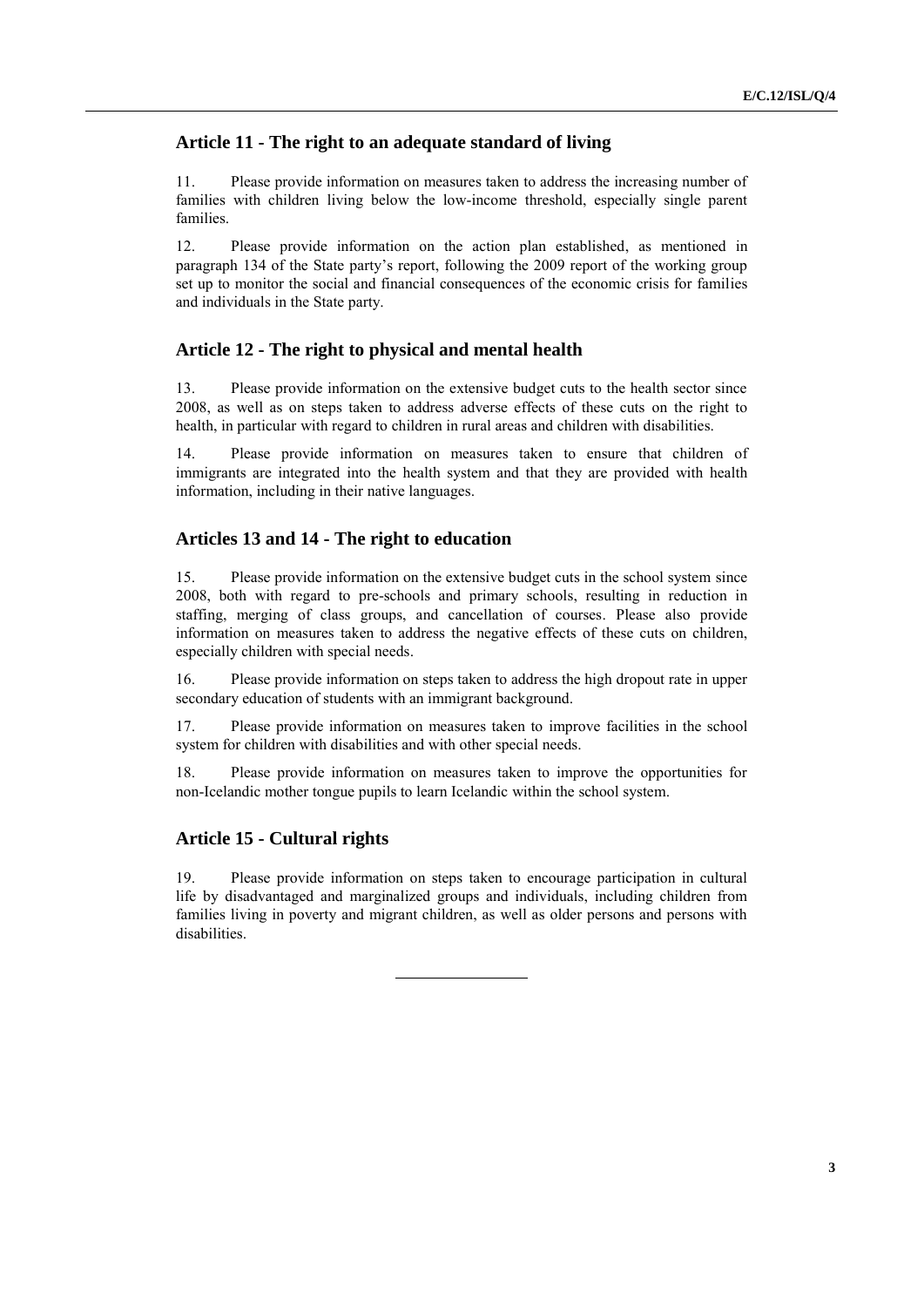## Article 11 - The right to an adequate standard of living

11. Please provide information on measures taken to address the increasing number of families with children living below the low-income threshold, especially single parent families.

12. Please provide information on the action plan established, as mentioned in paragraph 134 of the State party's report, following the 2009 report of the working group set up to monitor the social and financial consequences of the economic crisis for families and individuals in the State party.

## Article 12 - The right to physical and mental health

13. Please provide information on the extensive budget cuts to the health sector since 2008, as well as on steps taken to address adverse effects of these cuts on the right to health, in particular with regard to children in rural areas and children with disabilities.

14. Please provide information on measures taken to ensure that children of immigrants are integrated into the health system and that they are provided with health information, including in their native languages.

## Articles 13 and 14 - The right to education

15. Please provide information on the extensive budget cuts in the school system since 2008, both with regard to pre-schools and primary schools, resulting in reduction in staffing, merging of class groups, and cancellation of courses. Please also provide information on measures taken to address the negative effects of these cuts on children, especially children with special needs.

16. Please provide information on steps taken to address the high dropout rate in upper secondary education of students with an immigrant background.

17. Please provide information on measures taken to improve facilities in the school system for children with disabilities and with other special needs.

18. Please provide information on measures taken to improve the opportunities for non-Icelandic mother tongue pupils to learn Icelandic within the school system.

## Article 15 - Cultural rights

19. Please provide information on steps taken to encourage participation in cultural life by disadvantaged and marginalized groups and individuals, including children from families living in poverty and migrant children, as well as older persons and persons with disabilities.